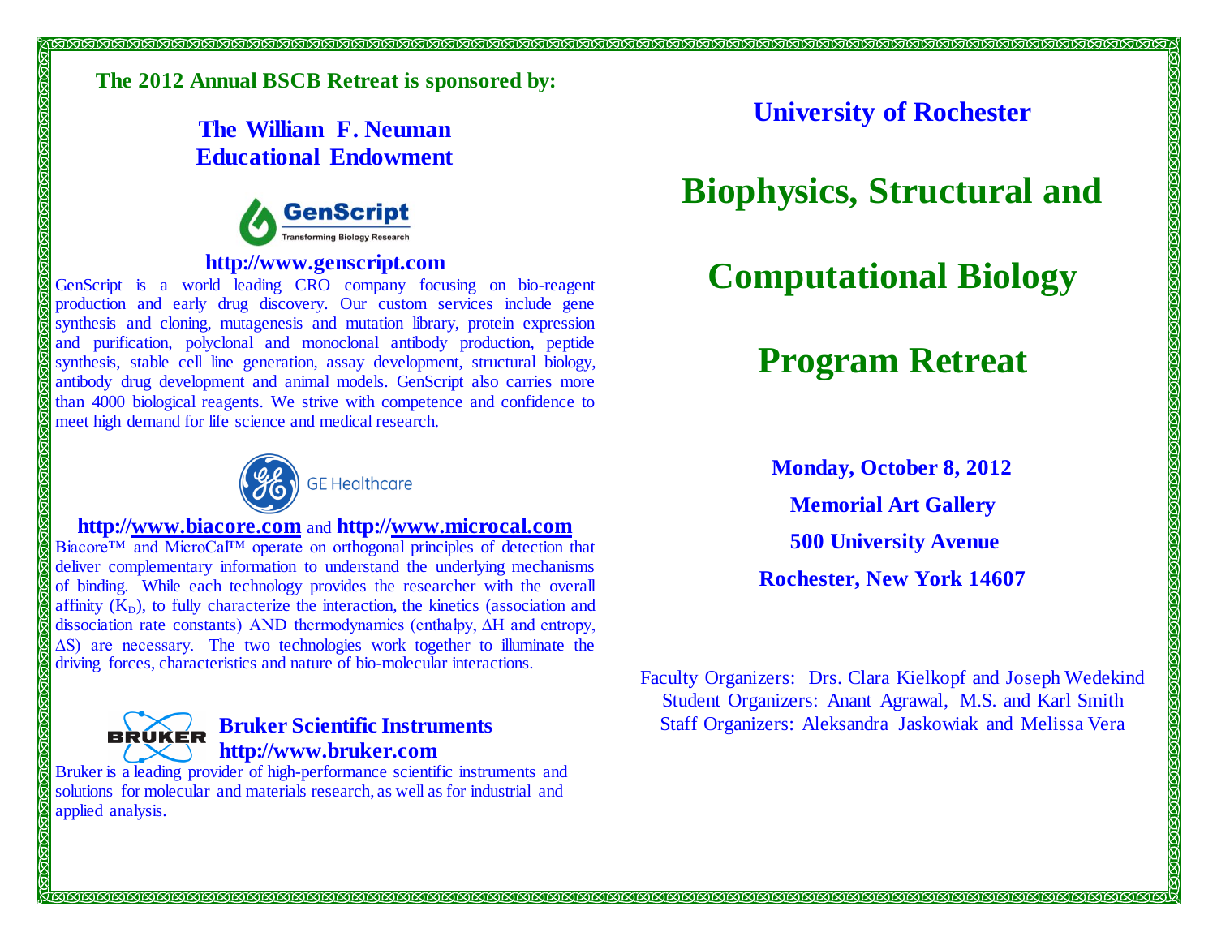**The 2012 Annual BSCB Retreat is sponsored by:**

**The William F. Neuman Educational Endowment**

GenScript
Transforming Biology Research

**http://www.genscript.com**

GenScript is a world leading CRO company focusing on bio-reagent production and early drug discovery. Our custom services include gene synthesis and cloning, mutagenesis and mutation library, protein expression and purification, polyclonal and monoclonal antibody production, peptide synthesis, stable cell line generation, assay development, structural biology, antibody drug development and animal models. GenScript also carries more than 4000 biological reagents. We strive with competence and confidence to meet high demand for life science and medical research.

GE Healthcare

**http://www.biacore.com** and **http://www.microcal.com**

Biacore™ and MicroCal™ operate on orthogonal principles of detection that deliver complementary information to understand the underlying mechanisms of binding. While each technology provides the researcher with the overall affinity ($K_D$), to fully characterize the interaction, the kinetics (association and dissociation rate constants) AND thermodynamics (enthalpy, $\Delta H$ and entropy, $\Delta S$) are necessary. The two technologies work together to illuminate the driving forces, characteristics and nature of bio-molecular interactions.

BRUKER

**Bruker Scientific Instruments**
**http://www.bruker.com**

Bruker is a leading provider of high-performance scientific instruments and solutions for molecular and materials research, as well as for industrial and applied analysis.

## University of Rochester

# Biophysics, Structural and Computational Biology Program Retreat

**Monday, October 8, 2012**

**Memorial Art Gallery**

**500 University Avenue**

**Rochester, New York 14607**

Faculty Organizers: Drs. Clara Kielkopf and Joseph Wedekind
Student Organizers: Anant Agrawal, M.S. and Karl Smith
Staff Organizers: Aleksandra Jaskowiak and Melissa Vera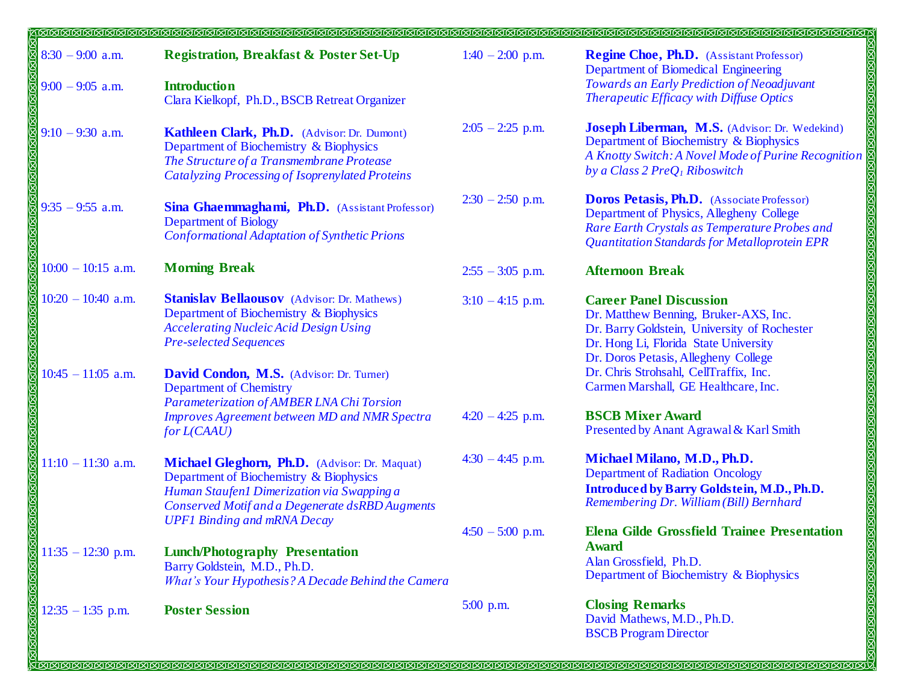8:30 – 9:00 a.m. **Registration, Breakfast & Poster Set-Up**

9:00 – 9:05 a.m. **Introduction**
Clara Kielkopf, Ph.D., BSCB Retreat Organizer

9:10 – 9:30 a.m. **Kathleen Clark, Ph.D.** (Advisor: Dr. Dumont)
Department of Biochemistry & Biophysics
*The Structure of a Transmembrane Protease Catalyzing Processing of Isoprenylated Proteins*

9:35 – 9:55 a.m. **Sina Ghaemmaghami, Ph.D.** (Assistant Professor)
Department of Biology
*Conformational Adaptation of Synthetic Prions*

10:00 – 10:15 a.m. **Morning Break**

10:20 – 10:40 a.m. **Stanislav Bellaousov** (Advisor: Dr. Mathews)
Department of Biochemistry & Biophysics
*Accelerating Nucleic Acid Design Using Pre-selected Sequences*

10:45 – 11:05 a.m. **David Condon, M.S.** (Advisor: Dr. Turner)
Department of Chemistry
*Parameterization of AMBER LNA Chi Torsion Improves Agreement between MD and NMR Spectra for L(CAAU)*

11:10 – 11:30 a.m. **Michael Gleghorn, Ph.D.** (Advisor: Dr. Maquat)
Department of Biochemistry & Biophysics
*Human Staufen1 Dimerization via Swapping a Conserved Motif and a Degenerate dsRBD Augments UPF1 Binding and mRNA Decay*

11:35 – 12:30 p.m. **Lunch/Photography Presentation**
Barry Goldstein, M.D., Ph.D.
*What's Your Hypothesis? A Decade Behind the Camera*

12:35 – 1:35 p.m. **Poster Session**

1:40 – 2:00 p.m. **Regine Choe, Ph.D.** (Assistant Professor)
Department of Biomedical Engineering
*Towards an Early Prediction of Neoadjuvant Therapeutic Efficacy with Diffuse Optics*

2:05 – 2:25 p.m. **Joseph Liberman, M.S.** (Advisor: Dr. Wedekind)
Department of Biochemistry & Biophysics
*A Knotty Switch: A Novel Mode of Purine Recognition by a Class 2 PreQ$_1$ Riboswitch*

2:30 – 2:50 p.m. **Doros Petasis, Ph.D.** (Associate Professor)
Department of Physics, Allegheny College
*Rare Earth Crystals as Temperature Probes and Quantitation Standards for Metalloprotein EPR*

2:55 – 3:05 p.m. **Afternoon Break**

3:10 – 4:15 p.m. **Career Panel Discussion**
Dr. Matthew Benning, Bruker-AXS, Inc.
Dr. Barry Goldstein, University of Rochester
Dr. Hong Li, Florida State University
Dr. Doros Petasis, Allegheny College
Dr. Chris Strohsahl, CellTraffix, Inc.
Carmen Marshall, GE Healthcare, Inc.

4:20 – 4:25 p.m. **BSCB Mixer Award**
Presented by Anant Agrawal & Karl Smith

4:30 – 4:45 p.m. **Michael Milano, M.D., Ph.D.**
Department of Radiation Oncology
**Introduced by Barry Goldstein, M.D., Ph.D.**
*Remembering Dr. William (Bill) Bernhard*

4:50 – 5:00 p.m. **Elena Gilde Grossfield Trainee Presentation Award**
Alan Grossfield, Ph.D.
Department of Biochemistry & Biophysics

5:00 p.m. **Closing Remarks**
David Mathews, M.D., Ph.D.
BSCB Program Director